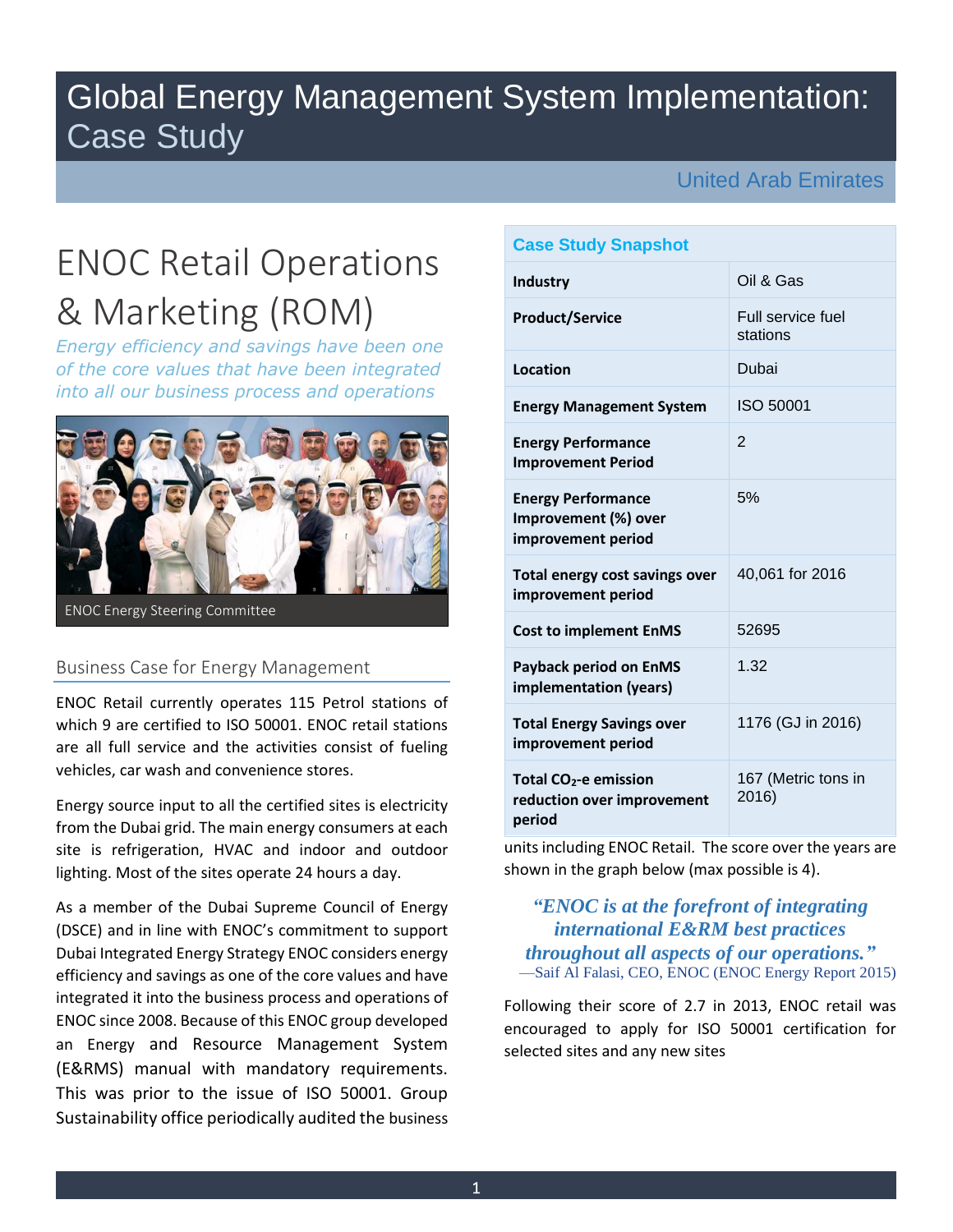# Global Energy Management System Implementation: Case Study

United Arab Emirates

## ENOC Retail Operations & Marketing (ROM)

*Energy efficiency and savings have been one of the core values that have been integrated into all our business process and operations*

ENOC Energy Steering Committee

### Business Case for Energy Management

ENOC Retail currently operates 115 Petrol stations of which 9 are certified to ISO 50001. ENOC retail stations are all full service and the activities consist of fueling vehicles, car wash and convenience stores.

Energy source input to all the certified sites is electricity from the Dubai grid. The main energy consumers at each site is refrigeration, HVAC and indoor and outdoor lighting. Most of the sites operate 24 hours a day.

As a member of the Dubai Supreme Council of Energy (DSCE) and in line with ENOC's commitment to support Dubai Integrated Energy Strategy ENOC considers energy efficiency and savings as one of the core values and have integrated it into the business process and operations of ENOC since 2008. Because of this ENOC group developed an Energy and Resource Management System (E&RMS) manual with mandatory requirements. This was prior to the issue of ISO 50001. Group Sustainability office periodically audited the business units including ENOC Retail. The score over the years are shown in the graph below (max possible is 4).

| Case Study Snapshot | |
|---|---|
| **Industry** | Oil & Gas |
| **Product/Service** | Full service fuel stations |
| **Location** | Dubai |
| **Energy Management System** | ISO 50001 |
| **Energy Performance Improvement Period** | 2 |
| **Energy Performance Improvement (%) over improvement period** | 5% |
| **Total energy cost savings over improvement period** | 40,061 for 2016 |
| **Cost to implement EnMS** | 52695 |
| **Payback period on EnMS implementation (years)** | 1.32 |
| **Total Energy Savings over improvement period** | 1176 (GJ in 2016) |
| **Total $CO_2$-e emission reduction over improvement period** | 167 (Metric tons in 2016) |

> ***"ENOC is at the forefront of integrating international E&RM best practices throughout all aspects of our operations."***
>
> —Saif Al Falasi, CEO, ENOC (ENOC Energy Report 2015)

Following their score of 2.7 in 2013, ENOC retail was encouraged to apply for ISO 50001 certification for selected sites and any new sites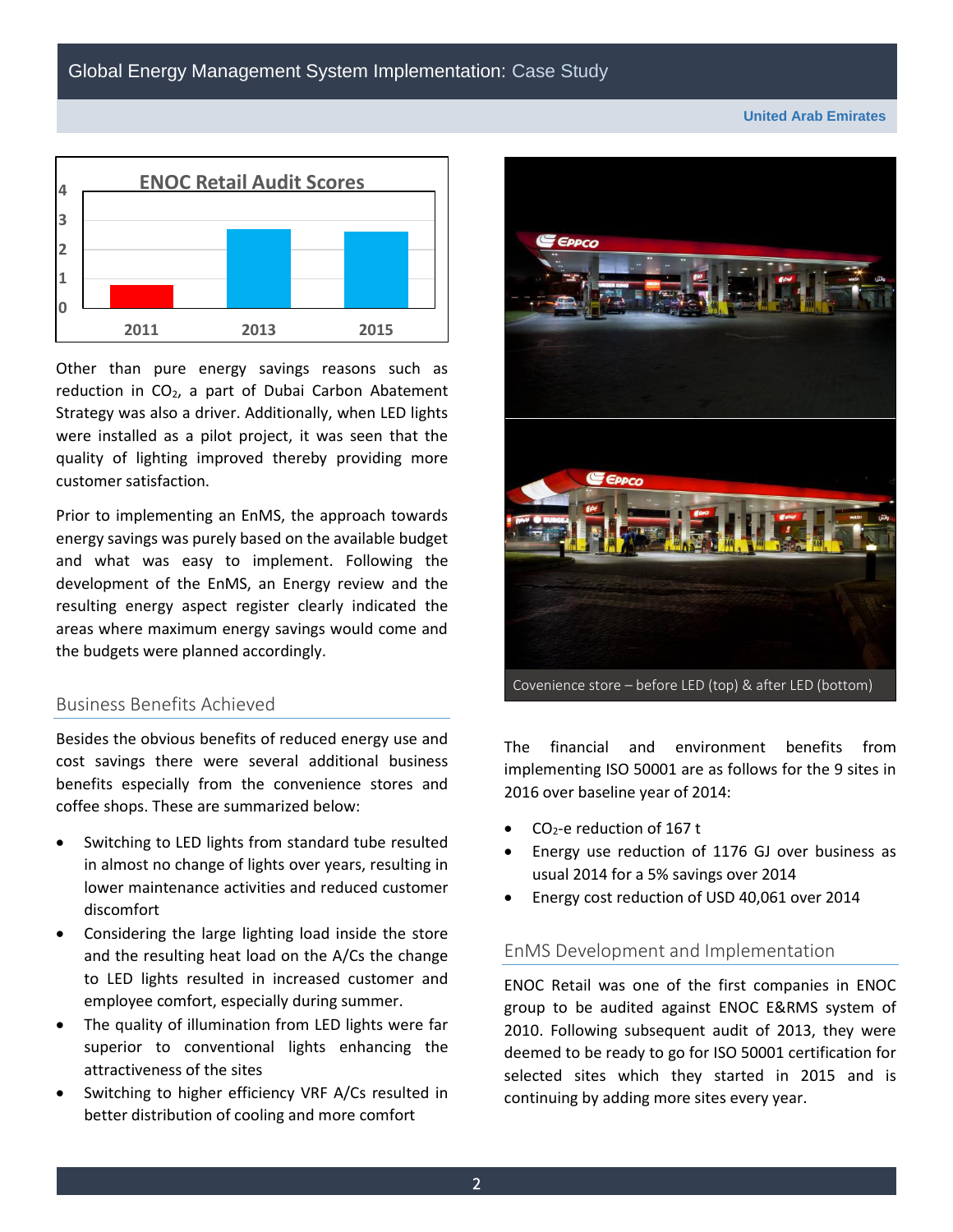**ENOC Retail Audit Scores**

| Year | Score |
|---|---|
| 2011 | ~0.8 |
| 2013 | ~2.7 |
| 2015 | ~2.6 |

Other than pure energy savings reasons such as reduction in $CO_2$, a part of Dubai Carbon Abatement Strategy was also a driver. Additionally, when LED lights were installed as a pilot project, it was seen that the quality of lighting improved thereby providing more customer satisfaction.

Prior to implementing an EnMS, the approach towards energy savings was purely based on the available budget and what was easy to implement. Following the development of the EnMS, an Energy review and the resulting energy aspect register clearly indicated the areas where maximum energy savings would come and the budgets were planned accordingly.

## Business Benefits Achieved

Besides the obvious benefits of reduced energy use and cost savings there were several additional business benefits especially from the convenience stores and coffee shops. These are summarized below:

- Switching to LED lights from standard tube resulted in almost no change of lights over years, resulting in lower maintenance activities and reduced customer discomfort
- Considering the large lighting load inside the store and the resulting heat load on the A/Cs the change to LED lights resulted in increased customer and employee comfort, especially during summer.
- The quality of illumination from LED lights were far superior to conventional lights enhancing the attractiveness of the sites
- Switching to higher efficiency VRF A/Cs resulted in better distribution of cooling and more comfort

Covenience store – before LED (top) & after LED (bottom)

The financial and environment benefits from implementing ISO 50001 are as follows for the 9 sites in 2016 over baseline year of 2014:

- $CO_2$-e reduction of 167 t
- Energy use reduction of 1176 GJ over business as usual 2014 for a 5% savings over 2014
- Energy cost reduction of USD 40,061 over 2014

## EnMS Development and Implementation

ENOC Retail was one of the first companies in ENOC group to be audited against ENOC E&RMS system of 2010. Following subsequent audit of 2013, they were deemed to be ready to go for ISO 50001 certification for selected sites which they started in 2015 and is continuing by adding more sites every year.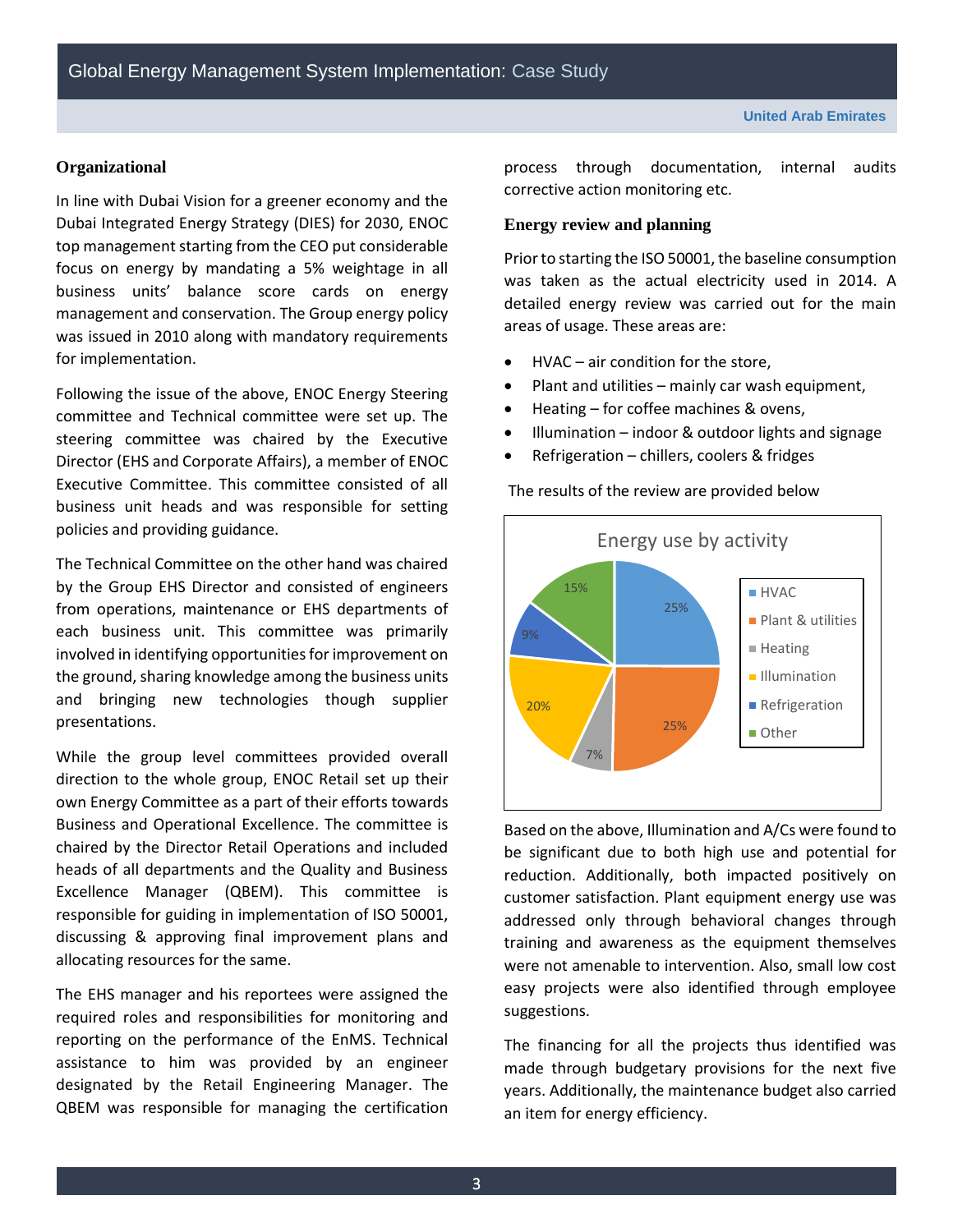### Organizational

In line with Dubai Vision for a greener economy and the Dubai Integrated Energy Strategy (DIES) for 2030, ENOC top management starting from the CEO put considerable focus on energy by mandating a 5% weightage in all business units' balance score cards on energy management and conservation. The Group energy policy was issued in 2010 along with mandatory requirements for implementation.

Following the issue of the above, ENOC Energy Steering committee and Technical committee were set up. The steering committee was chaired by the Executive Director (EHS and Corporate Affairs), a member of ENOC Executive Committee. This committee consisted of all business unit heads and was responsible for setting policies and providing guidance.

The Technical Committee on the other hand was chaired by the Group EHS Director and consisted of engineers from operations, maintenance or EHS departments of each business unit. This committee was primarily involved in identifying opportunities for improvement on the ground, sharing knowledge among the business units and bringing new technologies though supplier presentations.

While the group level committees provided overall direction to the whole group, ENOC Retail set up their own Energy Committee as a part of their efforts towards Business and Operational Excellence. The committee is chaired by the Director Retail Operations and included heads of all departments and the Quality and Business Excellence Manager (QBEM). This committee is responsible for guiding in implementation of ISO 50001, discussing & approving final improvement plans and allocating resources for the same.

The EHS manager and his reportees were assigned the required roles and responsibilities for monitoring and reporting on the performance of the EnMS. Technical assistance to him was provided by an engineer designated by the Retail Engineering Manager. The QBEM was responsible for managing the certification process through documentation, internal audits corrective action monitoring etc.

### Energy review and planning

Prior to starting the ISO 50001, the baseline consumption was taken as the actual electricity used in 2014. A detailed energy review was carried out for the main areas of usage. These areas are:

- HVAC – air condition for the store,
- Plant and utilities – mainly car wash equipment,
- Heating – for coffee machines & ovens,
- Illumination – indoor & outdoor lights and signage
- Refrigeration – chillers, coolers & fridges

The results of the review are provided below

**Energy use by activity**

| Activity | Share |
|---|---|
| HVAC | 25% |
| Plant & utilities | 25% |
| Heating | 7% |
| Illumination | 20% |
| Refrigeration | 9% |
| Other | 15% |

Based on the above, Illumination and A/Cs were found to be significant due to both high use and potential for reduction. Additionally, both impacted positively on customer satisfaction. Plant equipment energy use was addressed only through behavioral changes through training and awareness as the equipment themselves were not amenable to intervention. Also, small low cost easy projects were also identified through employee suggestions.

The financing for all the projects thus identified was made through budgetary provisions for the next five years. Additionally, the maintenance budget also carried an item for energy efficiency.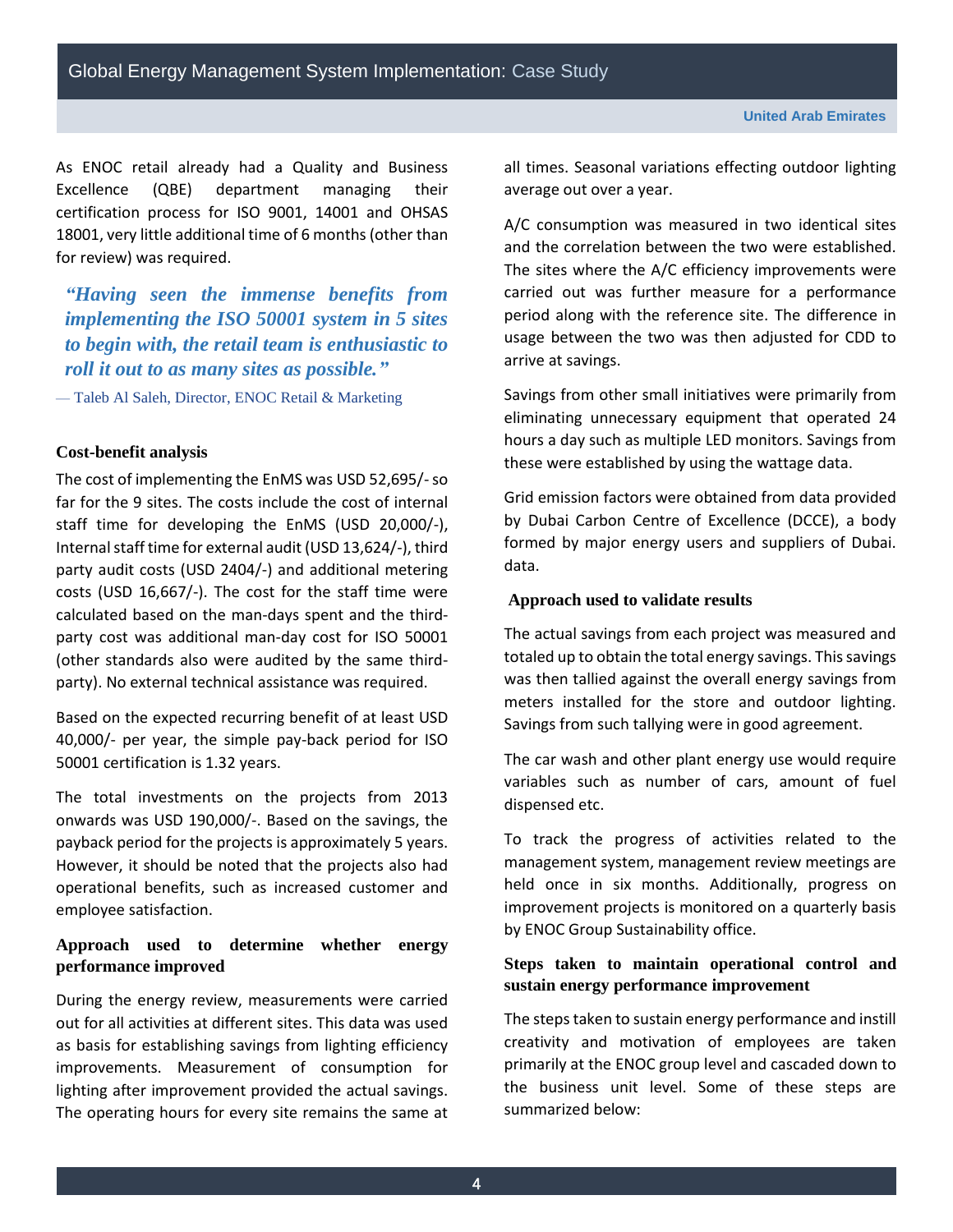As ENOC retail already had a Quality and Business Excellence (QBE) department managing their certification process for ISO 9001, 14001 and OHSAS 18001, very little additional time of 6 months (other than for review) was required.

> ***"Having seen the immense benefits from implementing the ISO 50001 system in 5 sites to begin with, the retail team is enthusiastic to roll it out to as many sites as possible."***
>
> — Taleb Al Saleh, Director, ENOC Retail & Marketing

### Cost-benefit analysis

The cost of implementing the EnMS was USD 52,695/- so far for the 9 sites. The costs include the cost of internal staff time for developing the EnMS (USD 20,000/-), Internal staff time for external audit (USD 13,624/-), third party audit costs (USD 2404/-) and additional metering costs (USD 16,667/-). The cost for the staff time were calculated based on the man-days spent and the third-party cost was additional man-day cost for ISO 50001 (other standards also were audited by the same third-party). No external technical assistance was required.

Based on the expected recurring benefit of at least USD 40,000/- per year, the simple pay-back period for ISO 50001 certification is 1.32 years.

The total investments on the projects from 2013 onwards was USD 190,000/-. Based on the savings, the payback period for the projects is approximately 5 years. However, it should be noted that the projects also had operational benefits, such as increased customer and employee satisfaction.

### Approach used to determine whether energy performance improved

During the energy review, measurements were carried out for all activities at different sites. This data was used as basis for establishing savings from lighting efficiency improvements. Measurement of consumption for lighting after improvement provided the actual savings. The operating hours for every site remains the same at all times. Seasonal variations effecting outdoor lighting average out over a year.

A/C consumption was measured in two identical sites and the correlation between the two were established. The sites where the A/C efficiency improvements were carried out was further measure for a performance period along with the reference site. The difference in usage between the two was then adjusted for CDD to arrive at savings.

Savings from other small initiatives were primarily from eliminating unnecessary equipment that operated 24 hours a day such as multiple LED monitors. Savings from these were established by using the wattage data.

Grid emission factors were obtained from data provided by Dubai Carbon Centre of Excellence (DCCE), a body formed by major energy users and suppliers of Dubai. data.

### Approach used to validate results

The actual savings from each project was measured and totaled up to obtain the total energy savings. This savings was then tallied against the overall energy savings from meters installed for the store and outdoor lighting. Savings from such tallying were in good agreement.

The car wash and other plant energy use would require variables such as number of cars, amount of fuel dispensed etc.

To track the progress of activities related to the management system, management review meetings are held once in six months. Additionally, progress on improvement projects is monitored on a quarterly basis by ENOC Group Sustainability office.

### Steps taken to maintain operational control and sustain energy performance improvement

The steps taken to sustain energy performance and instill creativity and motivation of employees are taken primarily at the ENOC group level and cascaded down to the business unit level. Some of these steps are summarized below: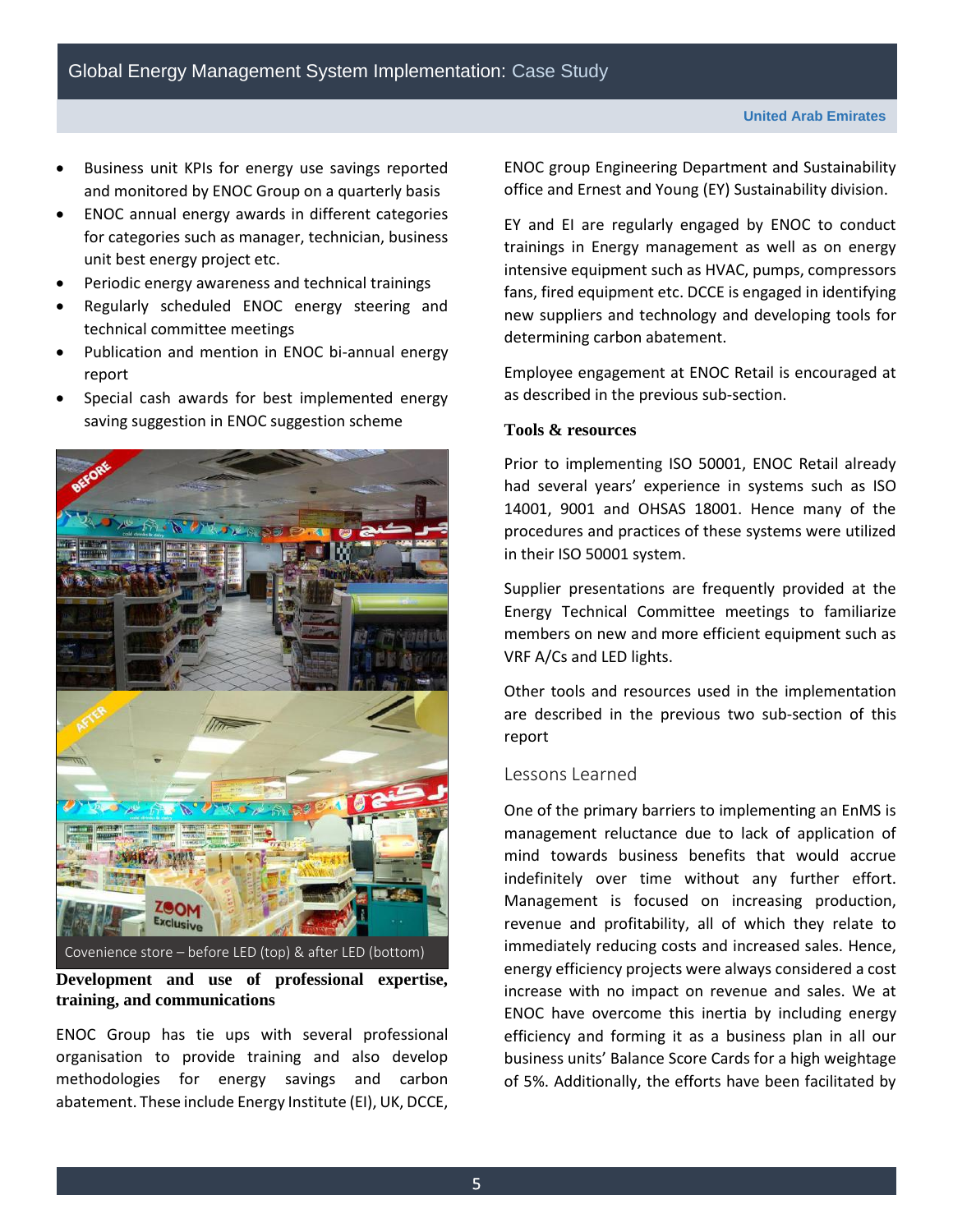- Business unit KPIs for energy use savings reported and monitored by ENOC Group on a quarterly basis
- ENOC annual energy awards in different categories for categories such as manager, technician, business unit best energy project etc.
- Periodic energy awareness and technical trainings
- Regularly scheduled ENOC energy steering and technical committee meetings
- Publication and mention in ENOC bi-annual energy report
- Special cash awards for best implemented energy saving suggestion in ENOC suggestion scheme

Covenience store – before LED (top) & after LED (bottom)

**Development and use of professional expertise, training, and communications**

ENOC Group has tie ups with several professional organisation to provide training and also develop methodologies for energy savings and carbon abatement. These include Energy Institute (EI), UK, DCCE, ENOC group Engineering Department and Sustainability office and Ernest and Young (EY) Sustainability division.

EY and EI are regularly engaged by ENOC to conduct trainings in Energy management as well as on energy intensive equipment such as HVAC, pumps, compressors fans, fired equipment etc. DCCE is engaged in identifying new suppliers and technology and developing tools for determining carbon abatement.

Employee engagement at ENOC Retail is encouraged at as described in the previous sub-section.

**Tools & resources**

Prior to implementing ISO 50001, ENOC Retail already had several years' experience in systems such as ISO 14001, 9001 and OHSAS 18001. Hence many of the procedures and practices of these systems were utilized in their ISO 50001 system.

Supplier presentations are frequently provided at the Energy Technical Committee meetings to familiarize members on new and more efficient equipment such as VRF A/Cs and LED lights.

Other tools and resources used in the implementation are described in the previous two sub-section of this report

## Lessons Learned

One of the primary barriers to implementing an EnMS is management reluctance due to lack of application of mind towards business benefits that would accrue indefinitely over time without any further effort. Management is focused on increasing production, revenue and profitability, all of which they relate to immediately reducing costs and increased sales. Hence, energy efficiency projects were always considered a cost increase with no impact on revenue and sales. We at ENOC have overcome this inertia by including energy efficiency and forming it as a business plan in all our business units' Balance Score Cards for a high weightage of 5%. Additionally, the efforts have been facilitated by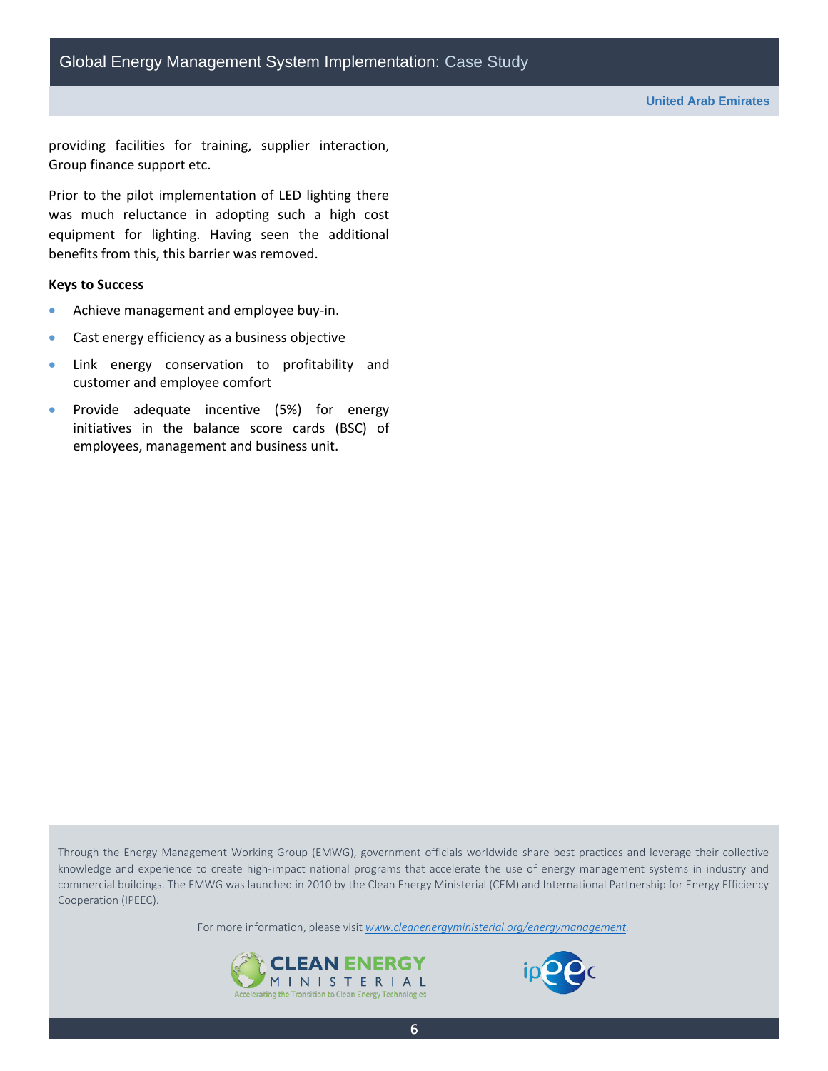providing facilities for training, supplier interaction, Group finance support etc.

Prior to the pilot implementation of LED lighting there was much reluctance in adopting such a high cost equipment for lighting. Having seen the additional benefits from this, this barrier was removed.

**Keys to Success**

- Achieve management and employee buy-in.
- Cast energy efficiency as a business objective
- Link energy conservation to profitability and customer and employee comfort
- Provide adequate incentive (5%) for energy initiatives in the balance score cards (BSC) of employees, management and business unit.

Through the Energy Management Working Group (EMWG), government officials worldwide share best practices and leverage their collective knowledge and experience to create high-impact national programs that accelerate the use of energy management systems in industry and commercial buildings. The EMWG was launched in 2010 by the Clean Energy Ministerial (CEM) and International Partnership for Energy Efficiency Cooperation (IPEEC).

For more information, please visit *www.cleanenergyministerial.org/energymanagement*.